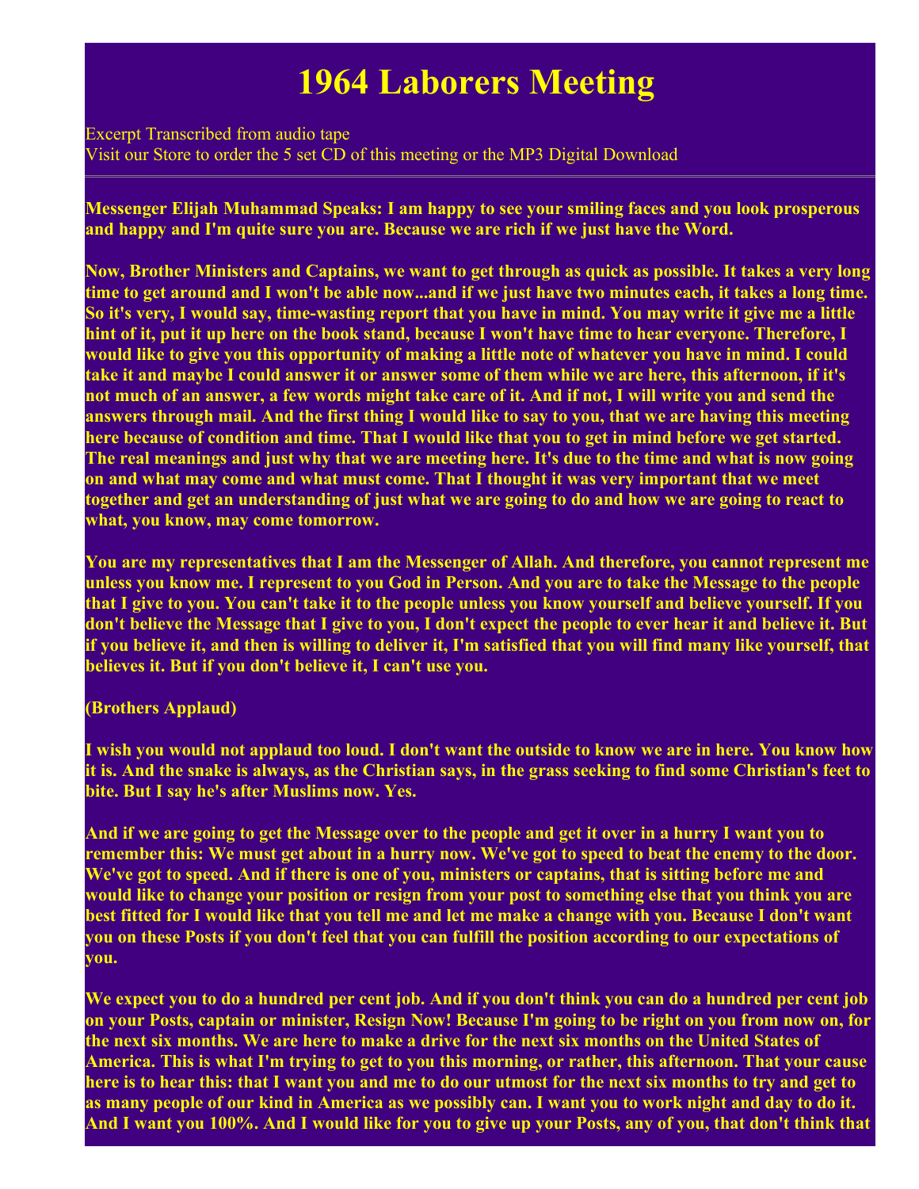# 1964 Laborers Meeting

Excerpt Transcribed from audio tape
Visit our Store to order the 5 set CD of this meeting or the MP3 Digital Download

---

**Messenger Elijah Muhammad Speaks: I am happy to see your smiling faces and you look prosperous and happy and I'm quite sure you are. Because we are rich if we just have the Word.**

**Now, Brother Ministers and Captains, we want to get through as quick as possible. It takes a very long time to get around and I won't be able now...and if we just have two minutes each, it takes a long time. So it's very, I would say, time-wasting report that you have in mind. You may write it give me a little hint of it, put it up here on the book stand, because I won't have time to hear everyone. Therefore, I would like to give you this opportunity of making a little note of whatever you have in mind. I could take it and maybe I could answer it or answer some of them while we are here, this afternoon, if it's not much of an answer, a few words might take care of it. And if not, I will write you and send the answers through mail. And the first thing I would like to say to you, that we are having this meeting here because of condition and time. That I would like that you to get in mind before we get started. The real meanings and just why that we are meeting here. It's due to the time and what is now going on and what may come and what must come. That I thought it was very important that we meet together and get an understanding of just what we are going to do and how we are going to react to what, you know, may come tomorrow.**

**You are my representatives that I am the Messenger of Allah. And therefore, you cannot represent me unless you know me. I represent to you God in Person. And you are to take the Message to the people that I give to you. You can't take it to the people unless you know yourself and believe yourself. If you don't believe the Message that I give to you, I don't expect the people to ever hear it and believe it. But if you believe it, and then is willing to deliver it, I'm satisfied that you will find many like yourself, that believes it. But if you don't believe it, I can't use you.**

**(Brothers Applaud)**

**I wish you would not applaud too loud. I don't want the outside to know we are in here. You know how it is. And the snake is always, as the Christian says, in the grass seeking to find some Christian's feet to bite. But I say he's after Muslims now. Yes.**

**And if we are going to get the Message over to the people and get it over in a hurry I want you to remember this: We must get about in a hurry now. We've got to speed to beat the enemy to the door. We've got to speed. And if there is one of you, ministers or captains, that is sitting before me and would like to change your position or resign from your post to something else that you think you are best fitted for I would like that you tell me and let me make a change with you. Because I don't want you on these Posts if you don't feel that you can fulfill the position according to our expectations of you.**

**We expect you to do a hundred per cent job. And if you don't think you can do a hundred per cent job on your Posts, captain or minister, Resign Now! Because I'm going to be right on you from now on, for the next six months. We are here to make a drive for the next six months on the United States of America. This is what I'm trying to get to you this morning, or rather, this afternoon. That your cause here is to hear this: that I want you and me to do our utmost for the next six months to try and get to as many people of our kind in America as we possibly can. I want you to work night and day to do it. And I want you 100%. And I would like for you to give up your Posts, any of you, that don't think that**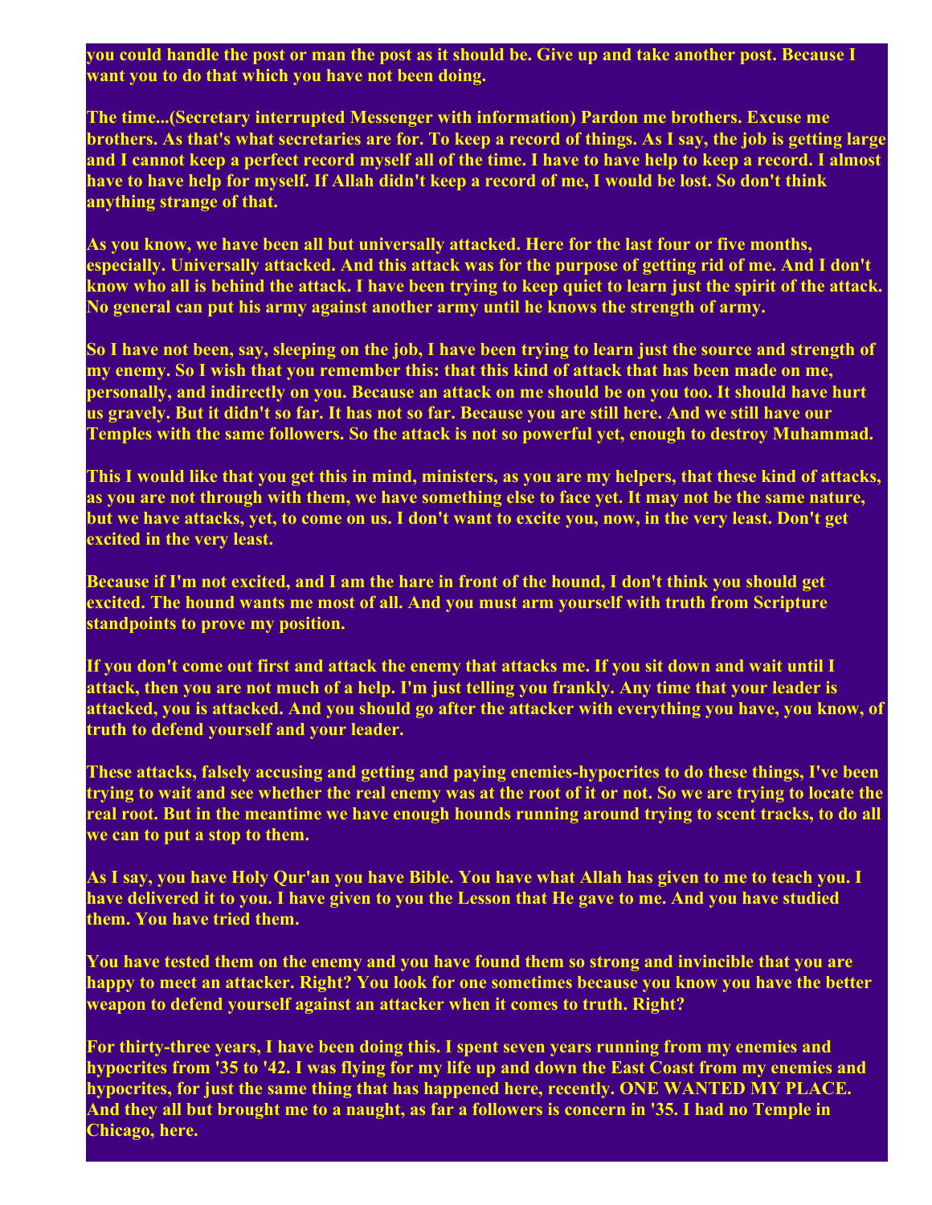you could handle the post or man the post as it should be. Give up and take another post. Because I want you to do that which you have not been doing.

The time...(Secretary interrupted Messenger with information) Pardon me brothers. Excuse me brothers. As that's what secretaries are for. To keep a record of things. As I say, the job is getting large and I cannot keep a perfect record myself all of the time. I have to have help to keep a record. I almost have to have help for myself. If Allah didn't keep a record of me, I would be lost. So don't think anything strange of that.

As you know, we have been all but universally attacked. Here for the last four or five months, especially. Universally attacked. And this attack was for the purpose of getting rid of me. And I don't know who all is behind the attack. I have been trying to keep quiet to learn just the spirit of the attack. No general can put his army against another army until he knows the strength of army.

So I have not been, say, sleeping on the job, I have been trying to learn just the source and strength of my enemy. So I wish that you remember this: that this kind of attack that has been made on me, personally, and indirectly on you. Because an attack on me should be on you too. It should have hurt us gravely. But it didn't so far. It has not so far. Because you are still here. And we still have our Temples with the same followers. So the attack is not so powerful yet, enough to destroy Muhammad.

This I would like that you get this in mind, ministers, as you are my helpers, that these kind of attacks, as you are not through with them, we have something else to face yet. It may not be the same nature, but we have attacks, yet, to come on us. I don't want to excite you, now, in the very least. Don't get excited in the very least.

Because if I'm not excited, and I am the hare in front of the hound, I don't think you should get excited. The hound wants me most of all. And you must arm yourself with truth from Scripture standpoints to prove my position.

If you don't come out first and attack the enemy that attacks me. If you sit down and wait until I attack, then you are not much of a help. I'm just telling you frankly. Any time that your leader is attacked, you is attacked. And you should go after the attacker with everything you have, you know, of truth to defend yourself and your leader.

These attacks, falsely accusing and getting and paying enemies-hypocrites to do these things, I've been trying to wait and see whether the real enemy was at the root of it or not. So we are trying to locate the real root. But in the meantime we have enough hounds running around trying to scent tracks, to do all we can to put a stop to them.

As I say, you have Holy Qur'an you have Bible. You have what Allah has given to me to teach you. I have delivered it to you. I have given to you the Lesson that He gave to me. And you have studied them. You have tried them.

You have tested them on the enemy and you have found them so strong and invincible that you are happy to meet an attacker. Right? You look for one sometimes because you know you have the better weapon to defend yourself against an attacker when it comes to truth. Right?

For thirty-three years, I have been doing this. I spent seven years running from my enemies and hypocrites from '35 to '42. I was flying for my life up and down the East Coast from my enemies and hypocrites, for just the same thing that has happened here, recently. ONE WANTED MY PLACE. And they all but brought me to a naught, as far a followers is concern in '35. I had no Temple in Chicago, here.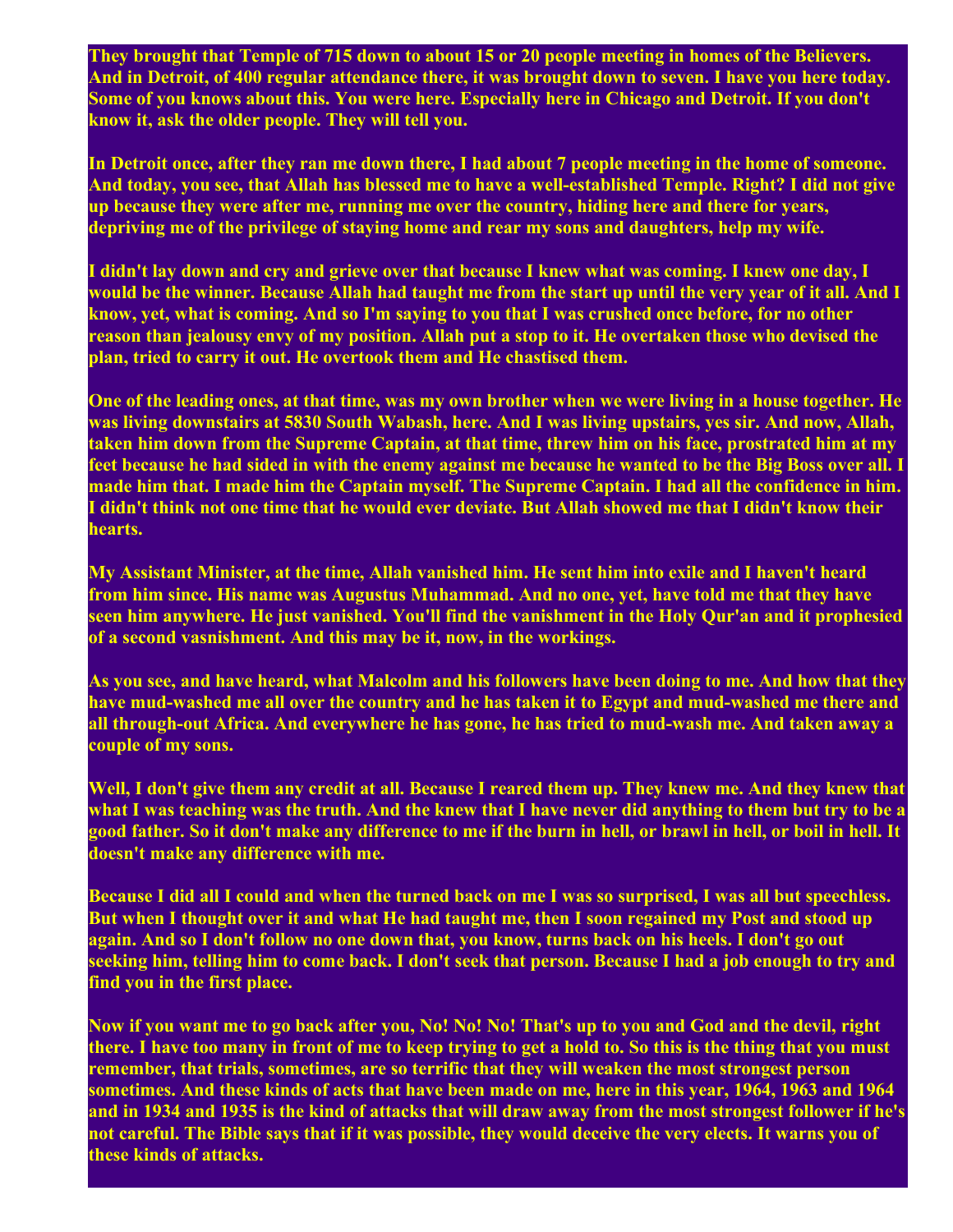They brought that Temple of 715 down to about 15 or 20 people meeting in homes of the Believers. And in Detroit, of 400 regular attendance there, it was brought down to seven. I have you here today. Some of you knows about this. You were here. Especially here in Chicago and Detroit. If you don't know it, ask the older people. They will tell you.

In Detroit once, after they ran me down there, I had about 7 people meeting in the home of someone. And today, you see, that Allah has blessed me to have a well-established Temple. Right? I did not give up because they were after me, running me over the country, hiding here and there for years, depriving me of the privilege of staying home and rear my sons and daughters, help my wife.

I didn't lay down and cry and grieve over that because I knew what was coming. I knew one day, I would be the winner. Because Allah had taught me from the start up until the very year of it all. And I know, yet, what is coming. And so I'm saying to you that I was crushed once before, for no other reason than jealousy envy of my position. Allah put a stop to it. He overtaken those who devised the plan, tried to carry it out. He overtook them and He chastised them.

One of the leading ones, at that time, was my own brother when we were living in a house together. He was living downstairs at 5830 South Wabash, here. And I was living upstairs, yes sir. And now, Allah, taken him down from the Supreme Captain, at that time, threw him on his face, prostrated him at my feet because he had sided in with the enemy against me because he wanted to be the Big Boss over all. I made him that. I made him the Captain myself. The Supreme Captain. I had all the confidence in him. I didn't think not one time that he would ever deviate. But Allah showed me that I didn't know their hearts.

My Assistant Minister, at the time, Allah vanished him. He sent him into exile and I haven't heard from him since. His name was Augustus Muhammad. And no one, yet, have told me that they have seen him anywhere. He just vanished. You'll find the vanishment in the Holy Qur'an and it prophesied of a second vasnishment. And this may be it, now, in the workings.

As you see, and have heard, what Malcolm and his followers have been doing to me. And how that they have mud-washed me all over the country and he has taken it to Egypt and mud-washed me there and all through-out Africa. And everywhere he has gone, he has tried to mud-wash me. And taken away a couple of my sons.

Well, I don't give them any credit at all. Because I reared them up. They knew me. And they knew that what I was teaching was the truth. And the knew that I have never did anything to them but try to be a good father. So it don't make any difference to me if the burn in hell, or brawl in hell, or boil in hell. It doesn't make any difference with me.

Because I did all I could and when the turned back on me I was so surprised, I was all but speechless. But when I thought over it and what He had taught me, then I soon regained my Post and stood up again. And so I don't follow no one down that, you know, turns back on his heels. I don't go out seeking him, telling him to come back. I don't seek that person. Because I had a job enough to try and find you in the first place.

Now if you want me to go back after you, No! No! No! That's up to you and God and the devil, right there. I have too many in front of me to keep trying to get a hold to. So this is the thing that you must remember, that trials, sometimes, are so terrific that they will weaken the most strongest person sometimes. And these kinds of acts that have been made on me, here in this year, 1964, 1963 and 1964 and in 1934 and 1935 is the kind of attacks that will draw away from the most strongest follower if he's not careful. The Bible says that if it was possible, they would deceive the very elects. It warns you of these kinds of attacks.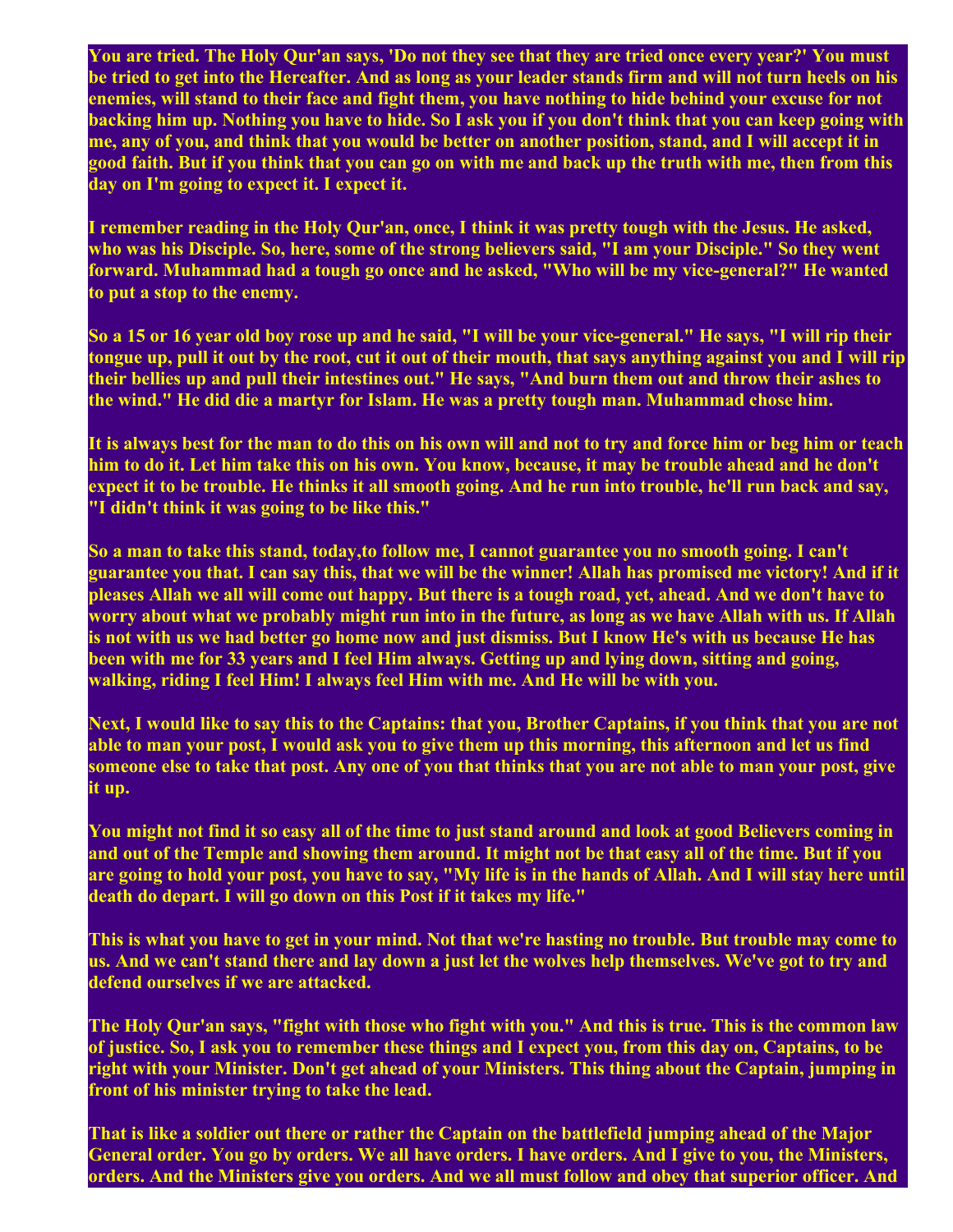You are tried. The Holy Qur'an says, 'Do not they see that they are tried once every year?' You must be tried to get into the Hereafter. And as long as your leader stands firm and will not turn heels on his enemies, will stand to their face and fight them, you have nothing to hide behind your excuse for not backing him up. Nothing you have to hide. So I ask you if you don't think that you can keep going with me, any of you, and think that you would be better on another position, stand, and I will accept it in good faith. But if you think that you can go on with me and back up the truth with me, then from this day on I'm going to expect it. I expect it.

I remember reading in the Holy Qur'an, once, I think it was pretty tough with the Jesus. He asked, who was his Disciple. So, here, some of the strong believers said, "I am your Disciple." So they went forward. Muhammad had a tough go once and he asked, "Who will be my vice-general?" He wanted to put a stop to the enemy.

So a 15 or 16 year old boy rose up and he said, "I will be your vice-general." He says, "I will rip their tongue up, pull it out by the root, cut it out of their mouth, that says anything against you and I will rip their bellies up and pull their intestines out." He says, "And burn them out and throw their ashes to the wind." He did die a martyr for Islam. He was a pretty tough man. Muhammad chose him.

It is always best for the man to do this on his own will and not to try and force him or beg him or teach him to do it. Let him take this on his own. You know, because, it may be trouble ahead and he don't expect it to be trouble. He thinks it all smooth going. And he run into trouble, he'll run back and say, "I didn't think it was going to be like this."

So a man to take this stand, today,to follow me, I cannot guarantee you no smooth going. I can't guarantee you that. I can say this, that we will be the winner! Allah has promised me victory! And if it pleases Allah we all will come out happy. But there is a tough road, yet, ahead. And we don't have to worry about what we probably might run into in the future, as long as we have Allah with us. If Allah is not with us we had better go home now and just dismiss. But I know He's with us because He has been with me for 33 years and I feel Him always. Getting up and lying down, sitting and going, walking, riding I feel Him! I always feel Him with me. And He will be with you.

Next, I would like to say this to the Captains: that you, Brother Captains, if you think that you are not able to man your post, I would ask you to give them up this morning, this afternoon and let us find someone else to take that post. Any one of you that thinks that you are not able to man your post, give it up.

You might not find it so easy all of the time to just stand around and look at good Believers coming in and out of the Temple and showing them around. It might not be that easy all of the time. But if you are going to hold your post, you have to say, "My life is in the hands of Allah. And I will stay here until death do depart. I will go down on this Post if it takes my life."

This is what you have to get in your mind. Not that we're hasting no trouble. But trouble may come to us. And we can't stand there and lay down a just let the wolves help themselves. We've got to try and defend ourselves if we are attacked.

The Holy Qur'an says, "fight with those who fight with you." And this is true. This is the common law of justice. So, I ask you to remember these things and I expect you, from this day on, Captains, to be right with your Minister. Don't get ahead of your Ministers. This thing about the Captain, jumping in front of his minister trying to take the lead.

That is like a soldier out there or rather the Captain on the battlefield jumping ahead of the Major General order. You go by orders. We all have orders. I have orders. And I give to you, the Ministers, orders. And the Ministers give you orders. And we all must follow and obey that superior officer. And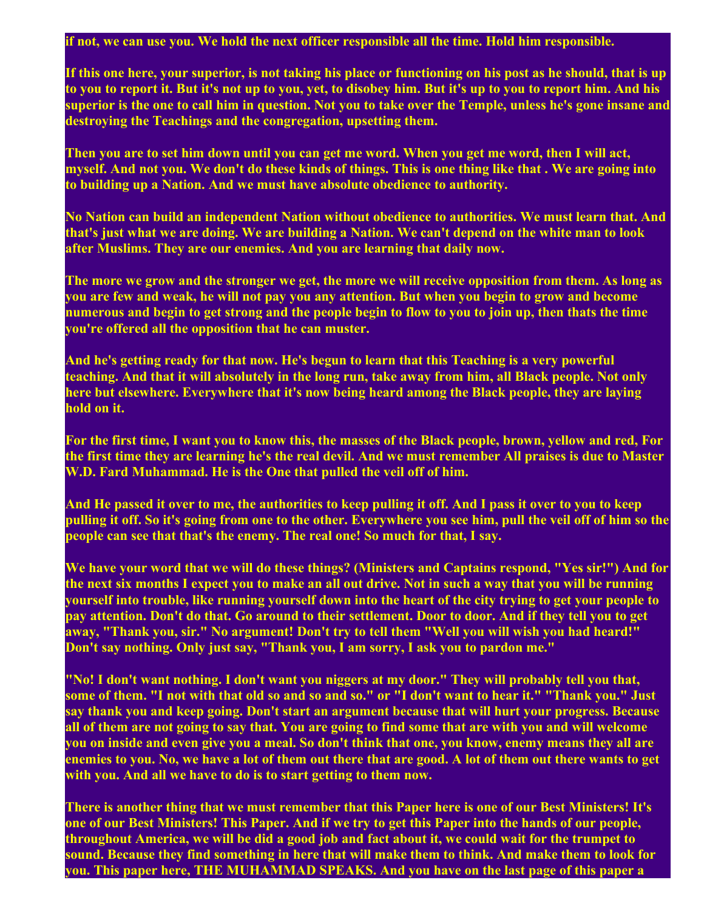if not, we can use you. We hold the next officer responsible all the time. Hold him responsible.

If this one here, your superior, is not taking his place or functioning on his post as he should, that is up to you to report it. But it's not up to you, yet, to disobey him. But it's up to you to report him. And his superior is the one to call him in question. Not you to take over the Temple, unless he's gone insane and destroying the Teachings and the congregation, upsetting them.

Then you are to set him down until you can get me word. When you get me word, then I will act, myself. And not you. We don't do these kinds of things. This is one thing like that . We are going into to building up a Nation. And we must have absolute obedience to authority.

No Nation can build an independent Nation without obedience to authorities. We must learn that. And that's just what we are doing. We are building a Nation. We can't depend on the white man to look after Muslims. They are our enemies. And you are learning that daily now.

The more we grow and the stronger we get, the more we will receive opposition from them. As long as you are few and weak, he will not pay you any attention. But when you begin to grow and become numerous and begin to get strong and the people begin to flow to you to join up, then thats the time you're offered all the opposition that he can muster.

And he's getting ready for that now. He's begun to learn that this Teaching is a very powerful teaching. And that it will absolutely in the long run, take away from him, all Black people. Not only here but elsewhere. Everywhere that it's now being heard among the Black people, they are laying hold on it.

For the first time, I want you to know this, the masses of the Black people, brown, yellow and red, For the first time they are learning he's the real devil. And we must remember All praises is due to Master W.D. Fard Muhammad. He is the One that pulled the veil off of him.

And He passed it over to me, the authorities to keep pulling it off. And I pass it over to you to keep pulling it off. So it's going from one to the other. Everywhere you see him, pull the veil off of him so the people can see that that's the enemy. The real one! So much for that, I say.

We have your word that we will do these things? (Ministers and Captains respond, "Yes sir!") And for the next six months I expect you to make an all out drive. Not in such a way that you will be running yourself into trouble, like running yourself down into the heart of the city trying to get your people to pay attention. Don't do that. Go around to their settlement. Door to door. And if they tell you to get away, "Thank you, sir." No argument! Don't try to tell them "Well you will wish you had heard!" Don't say nothing. Only just say, "Thank you, I am sorry, I ask you to pardon me."

"No! I don't want nothing. I don't want you niggers at my door." They will probably tell you that, some of them. "I not with that old so and so and so." or "I don't want to hear it." "Thank you." Just say thank you and keep going. Don't start an argument because that will hurt your progress. Because all of them are not going to say that. You are going to find some that are with you and will welcome you on inside and even give you a meal. So don't think that one, you know, enemy means they all are enemies to you. No, we have a lot of them out there that are good. A lot of them out there wants to get with you. And all we have to do is to start getting to them now.

There is another thing that we must remember that this Paper here is one of our Best Ministers! It's one of our Best Ministers! This Paper. And if we try to get this Paper into the hands of our people, throughout America, we will be did a good job and fact about it, we could wait for the trumpet to sound. Because they find something in here that will make them to think. And make them to look for you. This paper here, THE MUHAMMAD SPEAKS. And you have on the last page of this paper a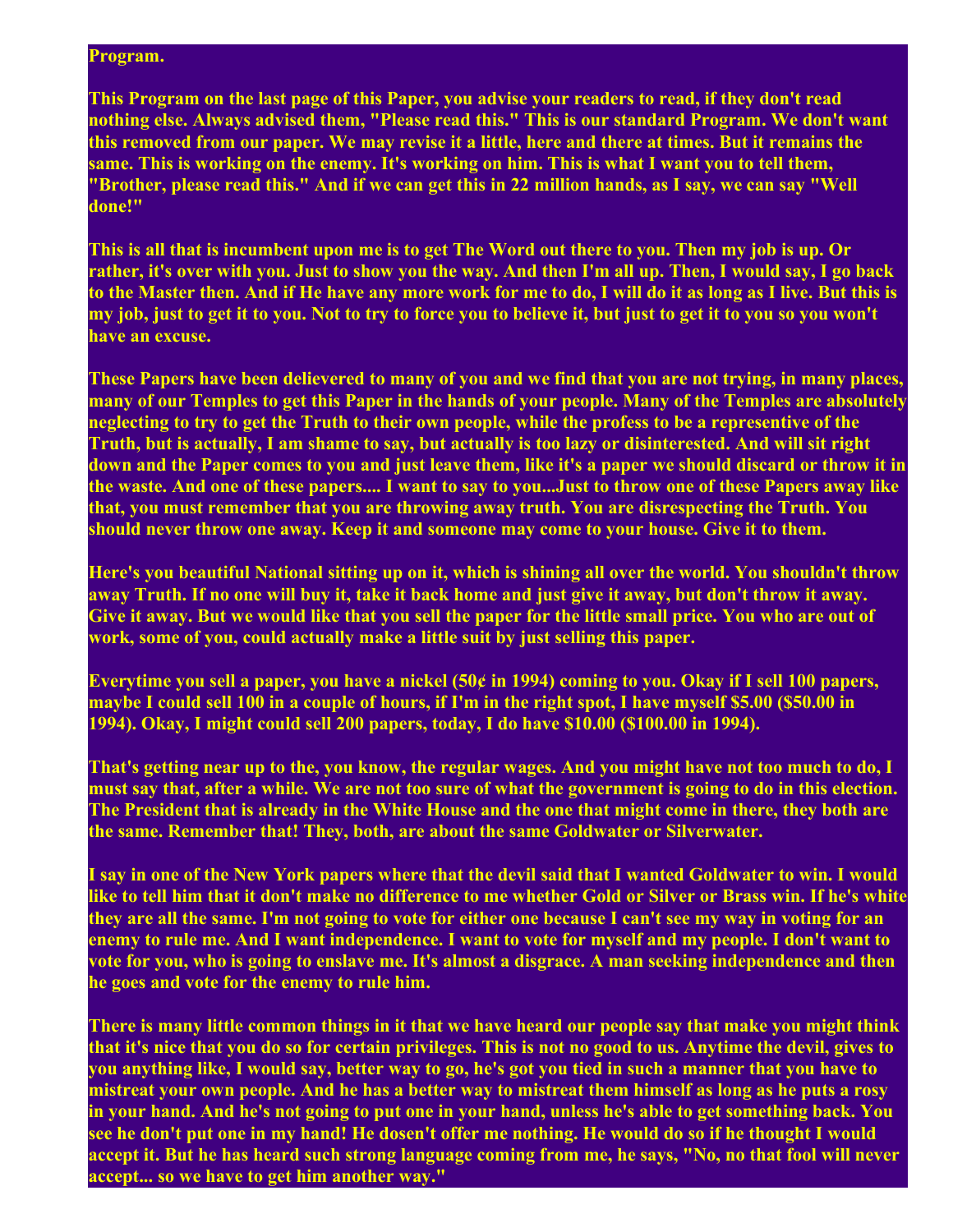**Program.**

**This Program on the last page of this Paper, you advise your readers to read, if they don't read nothing else. Always advised them, "Please read this." This is our standard Program. We don't want this removed from our paper. We may revise it a little, here and there at times. But it remains the same. This is working on the enemy. It's working on him. This is what I want you to tell them, "Brother, please read this." And if we can get this in 22 million hands, as I say, we can say "Well done!"**

**This is all that is incumbent upon me is to get The Word out there to you. Then my job is up. Or rather, it's over with you. Just to show you the way. And then I'm all up. Then, I would say, I go back to the Master then. And if He have any more work for me to do, I will do it as long as I live. But this is my job, just to get it to you. Not to try to force you to believe it, but just to get it to you so you won't have an excuse.**

**These Papers have been delievered to many of you and we find that you are not trying, in many places, many of our Temples to get this Paper in the hands of your people. Many of the Temples are absolutely neglecting to try to get the Truth to their own people, while the profess to be a representive of the Truth, but is actually, I am shame to say, but actually is too lazy or disinterested. And will sit right down and the Paper comes to you and just leave them, like it's a paper we should discard or throw it in the waste. And one of these papers.... I want to say to you...Just to throw one of these Papers away like that, you must remember that you are throwing away truth. You are disrespecting the Truth. You should never throw one away. Keep it and someone may come to your house. Give it to them.**

**Here's you beautiful National sitting up on it, which is shining all over the world. You shouldn't throw away Truth. If no one will buy it, take it back home and just give it away, but don't throw it away. Give it away. But we would like that you sell the paper for the little small price. You who are out of work, some of you, could actually make a little suit by just selling this paper.**

**Everytime you sell a paper, you have a nickel (50¢ in 1994) coming to you. Okay if I sell 100 papers, maybe I could sell 100 in a couple of hours, if I'm in the right spot, I have myself $5.00 ($50.00 in 1994). Okay, I might could sell 200 papers, today, I do have $10.00 ($100.00 in 1994).**

**That's getting near up to the, you know, the regular wages. And you might have not too much to do, I must say that, after a while. We are not too sure of what the government is going to do in this election. The President that is already in the White House and the one that might come in there, they both are the same. Remember that! They, both, are about the same Goldwater or Silverwater.**

**I say in one of the New York papers where that the devil said that I wanted Goldwater to win. I would like to tell him that it don't make no difference to me whether Gold or Silver or Brass win. If he's white they are all the same. I'm not going to vote for either one because I can't see my way in voting for an enemy to rule me. And I want independence. I want to vote for myself and my people. I don't want to vote for you, who is going to enslave me. It's almost a disgrace. A man seeking independence and then he goes and vote for the enemy to rule him.**

**There is many little common things in it that we have heard our people say that make you might think that it's nice that you do so for certain privileges. This is not no good to us. Anytime the devil, gives to you anything like, I would say, better way to go, he's got you tied in such a manner that you have to mistreat your own people. And he has a better way to mistreat them himself as long as he puts a rosy in your hand. And he's not going to put one in your hand, unless he's able to get something back. You see he don't put one in my hand! He dosen't offer me nothing. He would do so if he thought I would accept it. But he has heard such strong language coming from me, he says, "No, no that fool will never accept... so we have to get him another way."**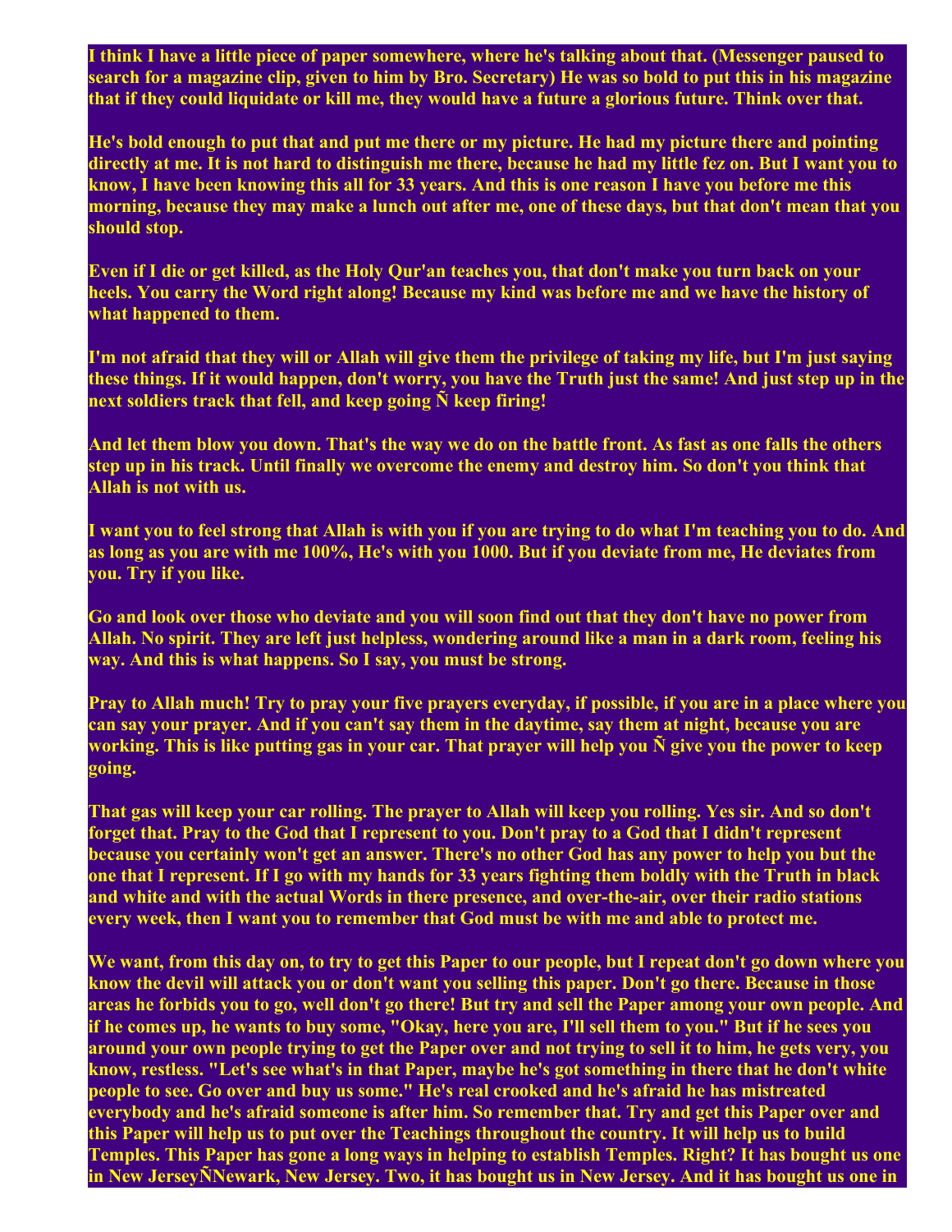I think I have a little piece of paper somewhere, where he's talking about that. (Messenger paused to search for a magazine clip, given to him by Bro. Secretary) He was so bold to put this in his magazine that if they could liquidate or kill me, they would have a future a glorious future. Think over that.

He's bold enough to put that and put me there or my picture. He had my picture there and pointing directly at me. It is not hard to distinguish me there, because he had my little fez on. But I want you to know, I have been knowing this all for 33 years. And this is one reason I have you before me this morning, because they may make a lunch out after me, one of these days, but that don't mean that you should stop.

Even if I die or get killed, as the Holy Qur'an teaches you, that don't make you turn back on your heels. You carry the Word right along! Because my kind was before me and we have the history of what happened to them.

I'm not afraid that they will or Allah will give them the privilege of taking my life, but I'm just saying these things. If it would happen, don't worry, you have the Truth just the same! And just step up in the next soldiers track that fell, and keep going Ñ keep firing!

And let them blow you down. That's the way we do on the battle front. As fast as one falls the others step up in his track. Until finally we overcome the enemy and destroy him. So don't you think that Allah is not with us.

I want you to feel strong that Allah is with you if you are trying to do what I'm teaching you to do. And as long as you are with me 100%, He's with you 1000. But if you deviate from me, He deviates from you. Try if you like.

Go and look over those who deviate and you will soon find out that they don't have no power from Allah. No spirit. They are left just helpless, wondering around like a man in a dark room, feeling his way. And this is what happens. So I say, you must be strong.

Pray to Allah much! Try to pray your five prayers everyday, if possible, if you are in a place where you can say your prayer. And if you can't say them in the daytime, say them at night, because you are working. This is like putting gas in your car. That prayer will help you Ñ give you the power to keep going.

That gas will keep your car rolling. The prayer to Allah will keep you rolling. Yes sir. And so don't forget that. Pray to the God that I represent to you. Don't pray to a God that I didn't represent because you certainly won't get an answer. There's no other God has any power to help you but the one that I represent. If I go with my hands for 33 years fighting them boldly with the Truth in black and white and with the actual Words in there presence, and over-the-air, over their radio stations every week, then I want you to remember that God must be with me and able to protect me.

We want, from this day on, to try to get this Paper to our people, but I repeat don't go down where you know the devil will attack you or don't want you selling this paper. Don't go there. Because in those areas he forbids you to go, well don't go there! But try and sell the Paper among your own people. And if he comes up, he wants to buy some, "Okay, here you are, I'll sell them to you." But if he sees you around your own people trying to get the Paper over and not trying to sell it to him, he gets very, you know, restless. "Let's see what's in that Paper, maybe he's got something in there that he don't white people to see. Go over and buy us some." He's real crooked and he's afraid he has mistreated everybody and he's afraid someone is after him. So remember that. Try and get this Paper over and this Paper will help us to put over the Teachings throughout the country. It will help us to build Temples. This Paper has gone a long ways in helping to establish Temples. Right? It has bought us one in New JerseyÑNewark, New Jersey. Two, it has bought us in New Jersey. And it has bought us one in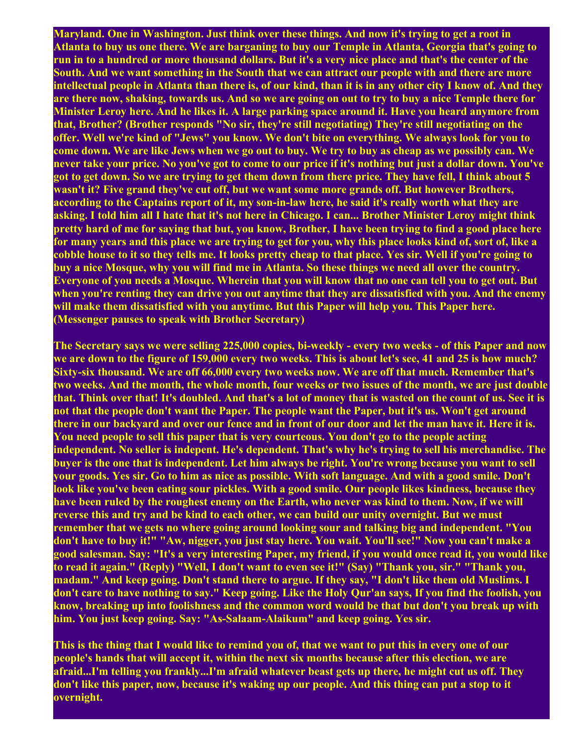**Maryland. One in Washington. Just think over these things. And now it's trying to get a root in Atlanta to buy us one there. We are barganing to buy our Temple in Atlanta, Georgia that's going to run in to a hundred or more thousand dollars. But it's a very nice place and that's the center of the South. And we want something in the South that we can attract our people with and there are more intellectual people in Atlanta than there is, of our kind, than it is in any other city I know of. And they are there now, shaking, towards us. And so we are going on out to try to buy a nice Temple there for Minister Leroy here. And he likes it. A large parking space around it. Have you heard anymore from that, Brother? (Brother responds "No sir, they're still negotiating) They're still negotiating on the offer. Well we're kind of "Jews" you know. We don't bite on everything. We always look for you to come down. We are like Jews when we go out to buy. We try to buy as cheap as we possibly can. We never take your price. No you've got to come to our price if it's nothing but just a dollar down. You've got to get down. So we are trying to get them down from there price. They have fell, I think about 5 wasn't it? Five grand they've cut off, but we want some more grands off. But however Brothers, according to the Captains report of it, my son-in-law here, he said it's really worth what they are asking. I told him all I hate that it's not here in Chicago. I can... Brother Minister Leroy might think pretty hard of me for saying that but, you know, Brother, I have been trying to find a good place here for many years and this place we are trying to get for you, why this place looks kind of, sort of, like a cobble house to it so they tells me. It looks pretty cheap to that place. Yes sir. Well if you're going to buy a nice Mosque, why you will find me in Atlanta. So these things we need all over the country. Everyone of you needs a Mosque. Wherein that you will know that no one can tell you to get out. But when you're renting they can drive you out anytime that they are dissatisfied with you. And the enemy will make them dissatisfied with you anytime. But this Paper will help you. This Paper here. (Messenger pauses to speak with Brother Secretary)**

**The Secretary says we were selling 225,000 copies, bi-weekly - every two weeks - of this Paper and now we are down to the figure of 159,000 every two weeks. This is about let's see, 41 and 25 is how much? Sixty-six thousand. We are off 66,000 every two weeks now. We are off that much. Remember that's two weeks. And the month, the whole month, four weeks or two issues of the month, we are just double that. Think over that! It's doubled. And that's a lot of money that is wasted on the count of us. See it is not that the people don't want the Paper. The people want the Paper, but it's us. Won't get around there in our backyard and over our fence and in front of our door and let the man have it. Here it is. You need people to sell this paper that is very courteous. You don't go to the people acting independent. No seller is indepent. He's dependent. That's why he's trying to sell his merchandise. The buyer is the one that is independent. Let him always be right. You're wrong because you want to sell your goods. Yes sir. Go to him as nice as possible. With soft language. And with a good smile. Don't look like you've been eating sour pickles. With a good smile. Our people likes kindness, because they have been ruled by the roughest enemy on the Earth, who never was kind to them. Now, if we will reverse this and try and be kind to each other, we can build our unity overnight. But we must remember that we gets no where going around looking sour and talking big and independent. "You don't have to buy it!" "Aw, nigger, you just stay here. You wait. You'll see!" Now you can't make a good salesman. Say: "It's a very interesting Paper, my friend, if you would once read it, you would like to read it again." (Reply) "Well, I don't want to even see it!" (Say) "Thank you, sir." "Thank you, madam." And keep going. Don't stand there to argue. If they say, "I don't like them old Muslims. I don't care to have nothing to say." Keep going. Like the Holy Qur'an says, If you find the foolish, you know, breaking up into foolishness and the common word would be that but don't you break up with him. You just keep going. Say: "As-Salaam-Alaikum" and keep going. Yes sir.**

**This is the thing that I would like to remind you of, that we want to put this in every one of our people's hands that will accept it, within the next six months because after this election, we are afraid...I'm telling you frankly...I'm afraid whatever beast gets up there, he might cut us off. They don't like this paper, now, because it's waking up our people. And this thing can put a stop to it overnight.**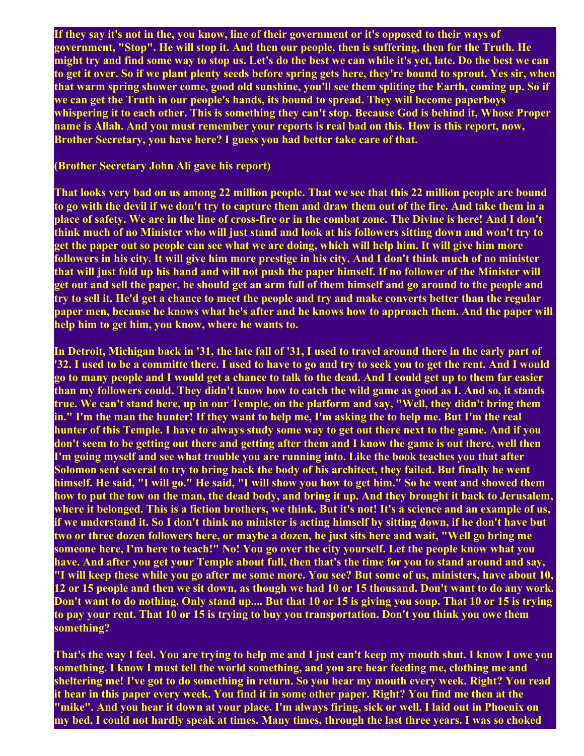**If they say it's not in the, you know, line of their government or it's opposed to their ways of government, "Stop". He will stop it. And then our people, then is suffering, then for the Truth. He might try and find some way to stop us. Let's do the best we can while it's yet, late. Do the best we can to get it over. So if we plant plenty seeds before spring gets here, they're bound to sprout. Yes sir, when that warm spring shower come, good old sunshine, you'll see them spliting the Earth, coming up. So if we can get the Truth in our people's hands, its bound to spread. They will become paperboys whispering it to each other. This is something they can't stop. Because God is behind it, Whose Proper name is Allah. And you must remember your reports is real bad on this. How is this report, now, Brother Secretary, you have here? I guess you had better take care of that.**

**(Brother Secretary John Ali gave his report)**

**That looks very bad on us among 22 million people. That we see that this 22 million people are bound to go with the devil if we don't try to capture them and draw them out of the fire. And take them in a place of safety. We are in the line of cross-fire or in the combat zone. The Divine is here! And I don't think much of no Minister who will just stand and look at his followers sitting down and won't try to get the paper out so people can see what we are doing, which will help him. It will give him more followers in his city. It will give him more prestige in his city. And I don't think much of no minister that will just fold up his hand and will not push the paper himself. If no follower of the Minister will get out and sell the paper, he should get an arm full of them himself and go around to the people and try to sell it. He'd get a chance to meet the people and try and make converts better than the regular paper men, because he knows what he's after and he knows how to approach them. And the paper will help him to get him, you know, where he wants to.**

**In Detroit, Michigan back in '31, the late fall of '31, I used to travel around there in the early part of '32. I used to be a committe there. I used to have to go and try to seek you to get the rent. And I would go to many people and I would get a chance to talk to the dead. And I could get up to them far easier than my followers could. They didn't know how to catch the wild game as good as I. And so, it stands true. We can't stand here, up in our Temple, on the platform and say, "Well, they didn't bring them in." I'm the man the hunter! If they want to help me, I'm asking the to help me. But I'm the real hunter of this Temple. I have to always study some way to get out there next to the game. And if you don't seem to be getting out there and getting after them and I know the game is out there, well then I'm going myself and see what trouble you are running into. Like the book teaches you that after Solomon sent several to try to bring back the body of his architect, they failed. But finally he went himself. He said, "I will go." He said, "I will show you how to get him." So he went and showed them how to put the tow on the man, the dead body, and bring it up. And they brought it back to Jerusalem, where it belonged. This is a fiction brothers, we think. But it's not! It's a science and an example of us, if we understand it. So I don't think no minister is acting himself by sitting down, if he don't have but two or three dozen followers here, or maybe a dozen, he just sits here and wait, "Well go bring me someone here, I'm here to teach!" No! You go over the city yourself. Let the people know what you have. And after you get your Temple about full, then that's the time for you to stand around and say, "I will keep these while you go after me some more. You see? But some of us, ministers, have about 10, 12 or 15 people and then we sit down, as though we had 10 or 15 thousand. Don't want to do any work. Don't want to do nothing. Only stand up.... But that 10 or 15 is giving you soup. That 10 or 15 is trying to pay your rent. That 10 or 15 is trying to buy you transportation. Don't you think you owe them something?**

**That's the way I feel. You are trying to help me and I just can't keep my mouth shut. I know I owe you something. I know I must tell the world something, and you are hear feeding me, clothing me and sheltering me! I've got to do something in return. So you hear my mouth every week. Right? You read it hear in this paper every week. You find it in some other paper. Right? You find me then at the "mike". And you hear it down at your place. I'm always firing, sick or well. I laid out in Phoenix on my bed, I could not hardly speak at times. Many times, through the last three years. I was so choked**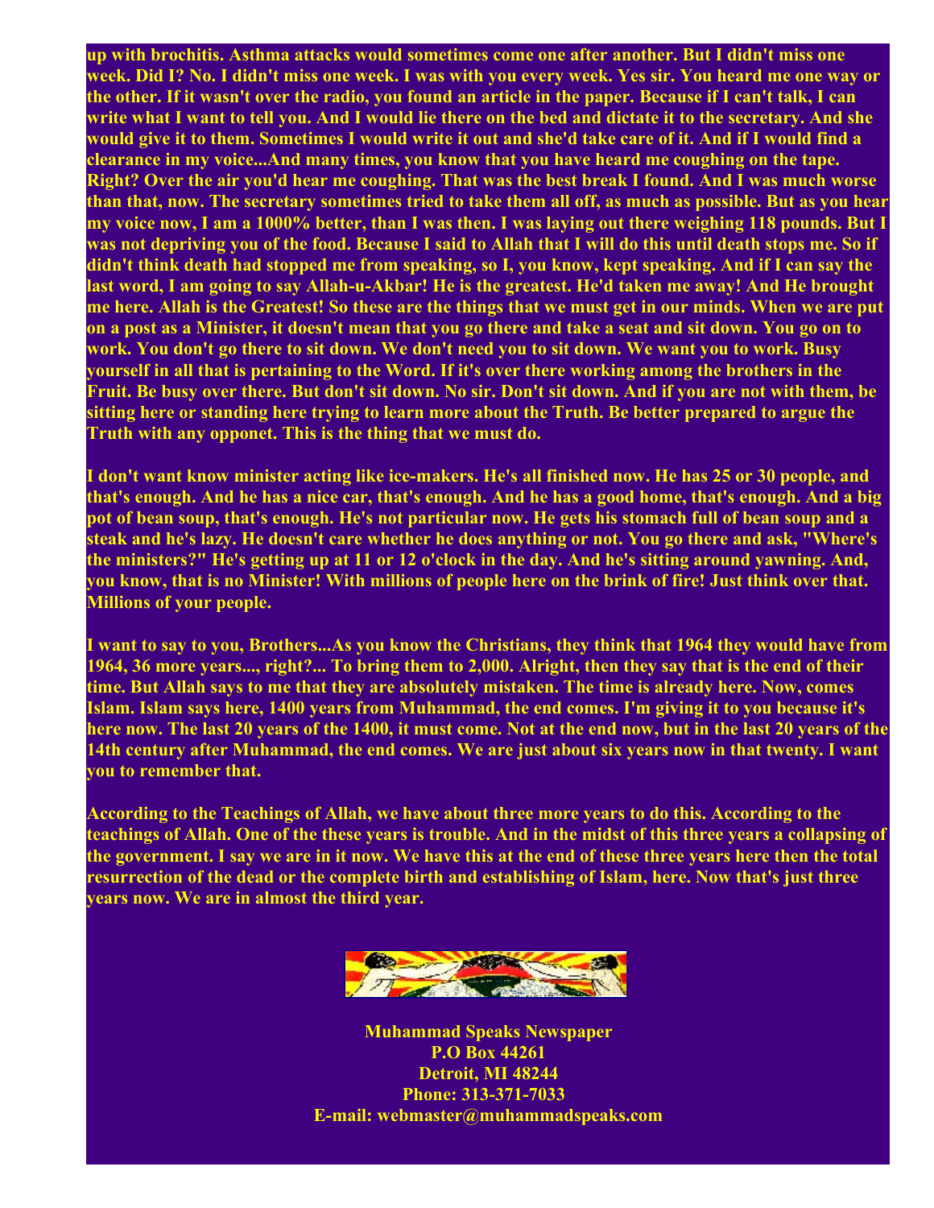**up with brochitis. Asthma attacks would sometimes come one after another. But I didn't miss one week. Did I? No. I didn't miss one week. I was with you every week. Yes sir. You heard me one way or the other. If it wasn't over the radio, you found an article in the paper. Because if I can't talk, I can write what I want to tell you. And I would lie there on the bed and dictate it to the secretary. And she would give it to them. Sometimes I would write it out and she'd take care of it. And if I would find a clearance in my voice...And many times, you know that you have heard me coughing on the tape. Right? Over the air you'd hear me coughing. That was the best break I found. And I was much worse than that, now. The secretary sometimes tried to take them all off, as much as possible. But as you hear my voice now, I am a 1000% better, than I was then. I was laying out there weighing 118 pounds. But I was not depriving you of the food. Because I said to Allah that I will do this until death stops me. So if didn't think death had stopped me from speaking, so I, you know, kept speaking. And if I can say the last word, I am going to say Allah-u-Akbar! He is the greatest. He'd taken me away! And He brought me here. Allah is the Greatest! So these are the things that we must get in our minds. When we are put on a post as a Minister, it doesn't mean that you go there and take a seat and sit down. You go on to work. You don't go there to sit down. We don't need you to sit down. We want you to work. Busy yourself in all that is pertaining to the Word. If it's over there working among the brothers in the Fruit. Be busy over there. But don't sit down. No sir. Don't sit down. And if you are not with them, be sitting here or standing here trying to learn more about the Truth. Be better prepared to argue the Truth with any opponet. This is the thing that we must do.**

**I don't want know minister acting like ice-makers. He's all finished now. He has 25 or 30 people, and that's enough. And he has a nice car, that's enough. And he has a good home, that's enough. And a big pot of bean soup, that's enough. He's not particular now. He gets his stomach full of bean soup and a steak and he's lazy. He doesn't care whether he does anything or not. You go there and ask, "Where's the ministers?" He's getting up at 11 or 12 o'clock in the day. And he's sitting around yawning. And, you know, that is no Minister! With millions of people here on the brink of fire! Just think over that. Millions of your people.**

**I want to say to you, Brothers...As you know the Christians, they think that 1964 they would have from 1964, 36 more years..., right?... To bring them to 2,000. Alright, then they say that is the end of their time. But Allah says to me that they are absolutely mistaken. The time is already here. Now, comes Islam. Islam says here, 1400 years from Muhammad, the end comes. I'm giving it to you because it's here now. The last 20 years of the 1400, it must come. Not at the end now, but in the last 20 years of the 14th century after Muhammad, the end comes. We are just about six years now in that twenty. I want you to remember that.**

**According to the Teachings of Allah, we have about three more years to do this. According to the teachings of Allah. One of the these years is trouble. And in the midst of this three years a collapsing of the government. I say we are in it now. We have this at the end of these three years here then the total resurrection of the dead or the complete birth and establishing of Islam, here. Now that's just three years now. We are in almost the third year.**

**Muhammad Speaks Newspaper**
**P.O Box 44261**
**Detroit, MI 48244**
**Phone: 313-371-7033**
**E-mail: webmaster@muhammadspeaks.com**